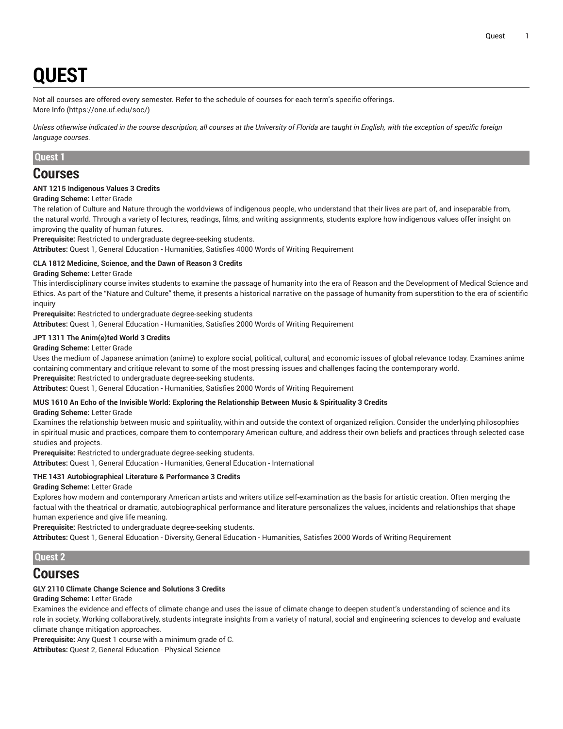# QUEST

Not all courses are offered every semester. Refer to the schedule of courses for each term's specific offerings.
More Info (https://one.uf.edu/soc/)

*Unless otherwise indicated in the course description, all courses at the University of Florida are taught in English, with the exception of specific foreign language courses.*

## Quest 1

## Courses

**ANT 1215 Indigenous Values 3 Credits**

**Grading Scheme:** Letter Grade

The relation of Culture and Nature through the worldviews of indigenous people, who understand that their lives are part of, and inseparable from, the natural world. Through a variety of lectures, readings, films, and writing assignments, students explore how indigenous values offer insight on improving the quality of human futures.

**Prerequisite:** Restricted to undergraduate degree-seeking students.

**Attributes:** Quest 1, General Education - Humanities, Satisfies 4000 Words of Writing Requirement

**CLA 1812 Medicine, Science, and the Dawn of Reason 3 Credits**

**Grading Scheme:** Letter Grade

This interdisciplinary course invites students to examine the passage of humanity into the era of Reason and the Development of Medical Science and Ethics. As part of the "Nature and Culture" theme, it presents a historical narrative on the passage of humanity from superstition to the era of scientific inquiry

**Prerequisite:** Restricted to undergraduate degree-seeking students

**Attributes:** Quest 1, General Education - Humanities, Satisfies 2000 Words of Writing Requirement

**JPT 1311 The Anim(e)ted World 3 Credits**

**Grading Scheme:** Letter Grade

Uses the medium of Japanese animation (anime) to explore social, political, cultural, and economic issues of global relevance today. Examines anime containing commentary and critique relevant to some of the most pressing issues and challenges facing the contemporary world.

**Prerequisite:** Restricted to undergraduate degree-seeking students.

**Attributes:** Quest 1, General Education - Humanities, Satisfies 2000 Words of Writing Requirement

**MUS 1610 An Echo of the Invisible World: Exploring the Relationship Between Music & Spirituality 3 Credits**

**Grading Scheme:** Letter Grade

Examines the relationship between music and spirituality, within and outside the context of organized religion. Consider the underlying philosophies in spiritual music and practices, compare them to contemporary American culture, and address their own beliefs and practices through selected case studies and projects.

**Prerequisite:** Restricted to undergraduate degree-seeking students.

**Attributes:** Quest 1, General Education - Humanities, General Education - International

**THE 1431 Autobiographical Literature & Performance 3 Credits**

**Grading Scheme:** Letter Grade

Explores how modern and contemporary American artists and writers utilize self-examination as the basis for artistic creation. Often merging the factual with the theatrical or dramatic, autobiographical performance and literature personalizes the values, incidents and relationships that shape human experience and give life meaning.

**Prerequisite:** Restricted to undergraduate degree-seeking students.

**Attributes:** Quest 1, General Education - Diversity, General Education - Humanities, Satisfies 2000 Words of Writing Requirement

## Quest 2

## Courses

**GLY 2110 Climate Change Science and Solutions 3 Credits**

**Grading Scheme:** Letter Grade

Examines the evidence and effects of climate change and uses the issue of climate change to deepen student's understanding of science and its role in society. Working collaboratively, students integrate insights from a variety of natural, social and engineering sciences to develop and evaluate climate change mitigation approaches.

**Prerequisite:** Any Quest 1 course with a minimum grade of C.

**Attributes:** Quest 2, General Education - Physical Science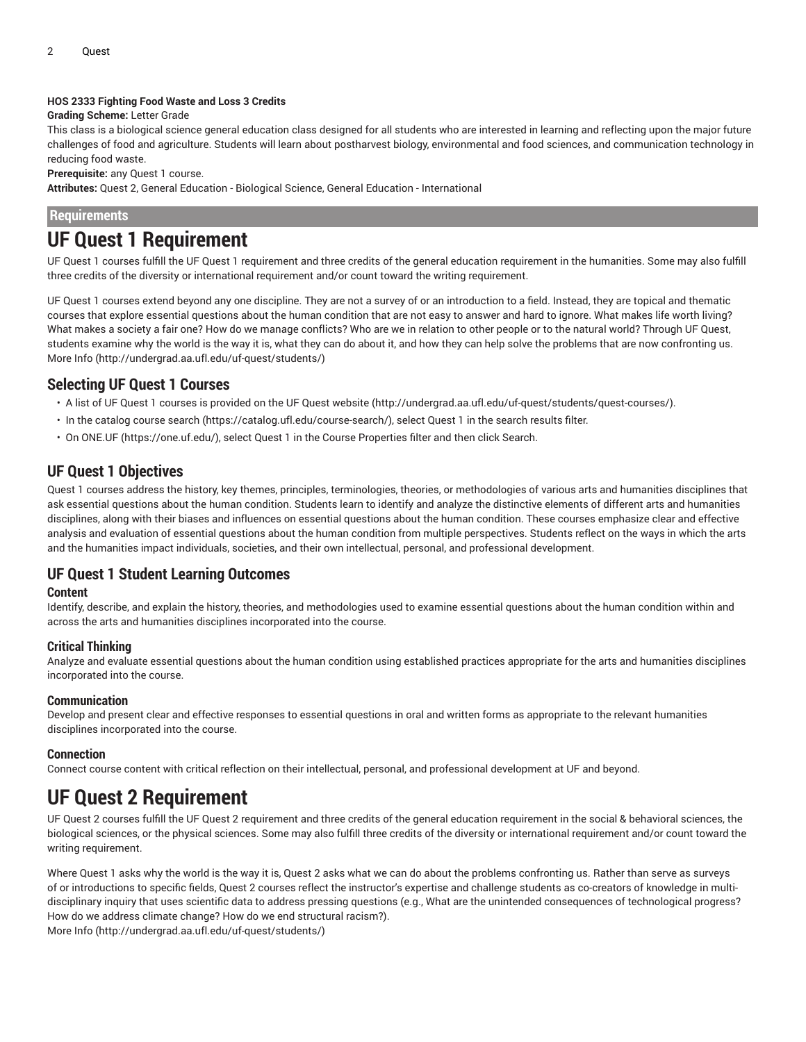**HOS 2333 Fighting Food Waste and Loss 3 Credits**

**Grading Scheme:** Letter Grade

This class is a biological science general education class designed for all students who are interested in learning and reflecting upon the major future challenges of food and agriculture. Students will learn about postharvest biology, environmental and food sciences, and communication technology in reducing food waste.

**Prerequisite:** any Quest 1 course.

**Attributes:** Quest 2, General Education - Biological Science, General Education - International

## Requirements

# UF Quest 1 Requirement

UF Quest 1 courses fulfill the UF Quest 1 requirement and three credits of the general education requirement in the humanities. Some may also fulfill three credits of the diversity or international requirement and/or count toward the writing requirement.

UF Quest 1 courses extend beyond any one discipline. They are not a survey of or an introduction to a field. Instead, they are topical and thematic courses that explore essential questions about the human condition that are not easy to answer and hard to ignore. What makes life worth living? What makes a society a fair one? How do we manage conflicts? Who are we in relation to other people or to the natural world? Through UF Quest, students examine why the world is the way it is, what they can do about it, and how they can help solve the problems that are now confronting us. More Info (http://undergrad.aa.ufl.edu/uf-quest/students/)

## Selecting UF Quest 1 Courses

- A list of UF Quest 1 courses is provided on the UF Quest website (http://undergrad.aa.ufl.edu/uf-quest/students/quest-courses/).
- In the catalog course search (https://catalog.ufl.edu/course-search/), select Quest 1 in the search results filter.
- On ONE.UF (https://one.uf.edu/), select Quest 1 in the Course Properties filter and then click Search.

## UF Quest 1 Objectives

Quest 1 courses address the history, key themes, principles, terminologies, theories, or methodologies of various arts and humanities disciplines that ask essential questions about the human condition. Students learn to identify and analyze the distinctive elements of different arts and humanities disciplines, along with their biases and influences on essential questions about the human condition. These courses emphasize clear and effective analysis and evaluation of essential questions about the human condition from multiple perspectives. Students reflect on the ways in which the arts and the humanities impact individuals, societies, and their own intellectual, personal, and professional development.

## UF Quest 1 Student Learning Outcomes

### Content

Identify, describe, and explain the history, theories, and methodologies used to examine essential questions about the human condition within and across the arts and humanities disciplines incorporated into the course.

### Critical Thinking

Analyze and evaluate essential questions about the human condition using established practices appropriate for the arts and humanities disciplines incorporated into the course.

### Communication

Develop and present clear and effective responses to essential questions in oral and written forms as appropriate to the relevant humanities disciplines incorporated into the course.

### Connection

Connect course content with critical reflection on their intellectual, personal, and professional development at UF and beyond.

# UF Quest 2 Requirement

UF Quest 2 courses fulfill the UF Quest 2 requirement and three credits of the general education requirement in the social & behavioral sciences, the biological sciences, or the physical sciences. Some may also fulfill three credits of the diversity or international requirement and/or count toward the writing requirement.

Where Quest 1 asks why the world is the way it is, Quest 2 asks what we can do about the problems confronting us. Rather than serve as surveys of or introductions to specific fields, Quest 2 courses reflect the instructor's expertise and challenge students as co-creators of knowledge in multi-disciplinary inquiry that uses scientific data to address pressing questions (e.g., What are the unintended consequences of technological progress? How do we address climate change? How do we end structural racism?).

More Info (http://undergrad.aa.ufl.edu/uf-quest/students/)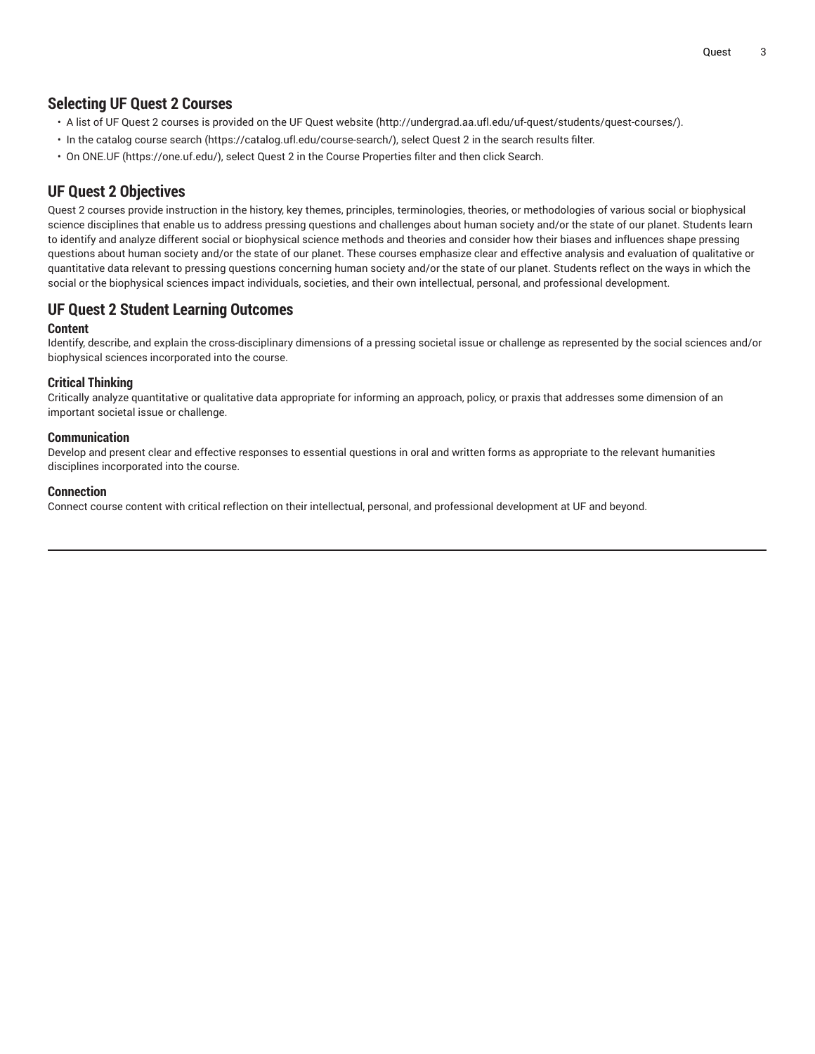## Selecting UF Quest 2 Courses

- A list of UF Quest 2 courses is provided on the UF Quest website (http://undergrad.aa.ufl.edu/uf-quest/students/quest-courses/).
- In the catalog course search (https://catalog.ufl.edu/course-search/), select Quest 2 in the search results filter.
- On ONE.UF (https://one.uf.edu/), select Quest 2 in the Course Properties filter and then click Search.

## UF Quest 2 Objectives

Quest 2 courses provide instruction in the history, key themes, principles, terminologies, theories, or methodologies of various social or biophysical science disciplines that enable us to address pressing questions and challenges about human society and/or the state of our planet. Students learn to identify and analyze different social or biophysical science methods and theories and consider how their biases and influences shape pressing questions about human society and/or the state of our planet. These courses emphasize clear and effective analysis and evaluation of qualitative or quantitative data relevant to pressing questions concerning human society and/or the state of our planet. Students reflect on the ways in which the social or the biophysical sciences impact individuals, societies, and their own intellectual, personal, and professional development.

## UF Quest 2 Student Learning Outcomes

### Content

Identify, describe, and explain the cross-disciplinary dimensions of a pressing societal issue or challenge as represented by the social sciences and/or biophysical sciences incorporated into the course.

### Critical Thinking

Critically analyze quantitative or qualitative data appropriate for informing an approach, policy, or praxis that addresses some dimension of an important societal issue or challenge.

### Communication

Develop and present clear and effective responses to essential questions in oral and written forms as appropriate to the relevant humanities disciplines incorporated into the course.

### Connection

Connect course content with critical reflection on their intellectual, personal, and professional development at UF and beyond.